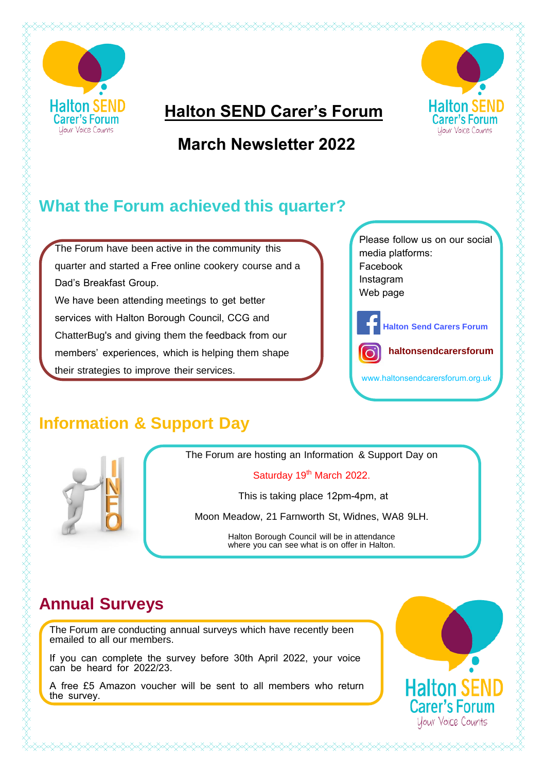# Halton SEND Carer's Forum

## March Newsletter 2022

## What the Forum achieved this quarter?

The Forum have been active in the community this quarter and started a Free online cookery course and a Dad's Breakfast Group.

We have been attending meetings to get better services with Halton Borough Council, CCG and ChatterBug's and giving them the feedback from our members' experiences, which is helping them shape their strategies to improve their services.

Please follow us on our social media platforms:
Facebook
Instagram
Web page

**Halton Send Carers Forum**

**haltonsendcarersforum**

www.haltonsendcarersforum.org.uk

## Information & Support Day

The Forum are hosting an Information & Support Day on

Saturday 19th March 2022.

This is taking place 12pm-4pm, at

Moon Meadow, 21 Farnworth St, Widnes, WA8 9LH.

Halton Borough Council will be in attendance where you can see what is on offer in Halton.

## Annual Surveys

The Forum are conducting annual surveys which have recently been emailed to all our members.

If you can complete the survey before 30th April 2022, your voice can be heard for 2022/23.

A free £5 Amazon voucher will be sent to all members who return the survey.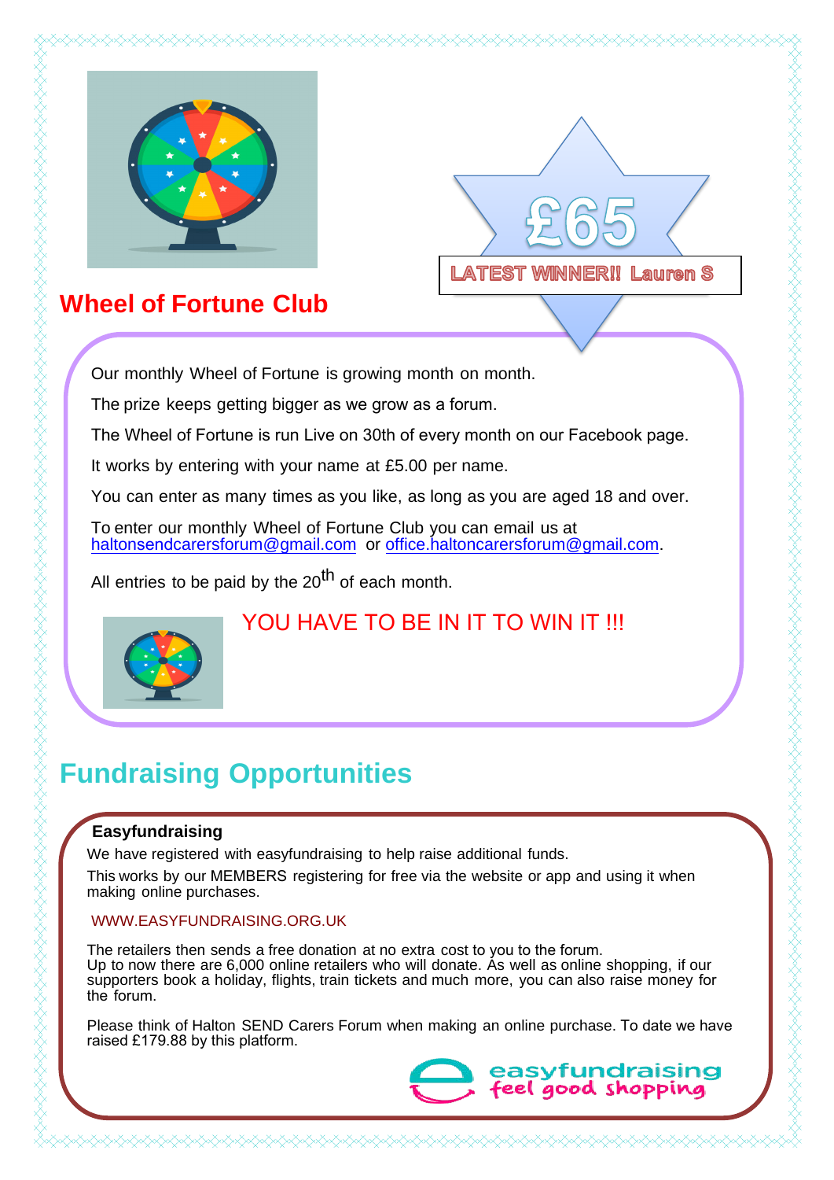£65

LATEST WINNER!! Lauren S

## Wheel of Fortune Club

Our monthly Wheel of Fortune is growing month on month.

The prize keeps getting bigger as we grow as a forum.

The Wheel of Fortune is run Live on 30th of every month on our Facebook page.

It works by entering with your name at £5.00 per name.

You can enter as many times as you like, as long as you are aged 18 and over.

To enter our monthly Wheel of Fortune Club you can email us at haltonsendcarersforum@gmail.com or office.haltoncarersforum@gmail.com.

All entries to be paid by the 20th of each month.

YOU HAVE TO BE IN IT TO WIN IT !!!

## Fundraising Opportunities

### Easyfundraising

We have registered with easyfundraising to help raise additional funds.

This works by our MEMBERS registering for free via the website or app and using it when making online purchases.

WWW.EASYFUNDRAISING.ORG.UK

The retailers then sends a free donation at no extra cost to you to the forum.
Up to now there are 6,000 online retailers who will donate. As well as online shopping, if our supporters book a holiday, flights, train tickets and much more, you can also raise money for the forum.

Please think of Halton SEND Carers Forum when making an online purchase. To date we have raised £179.88 by this platform.

easyfundraising
feel good shopping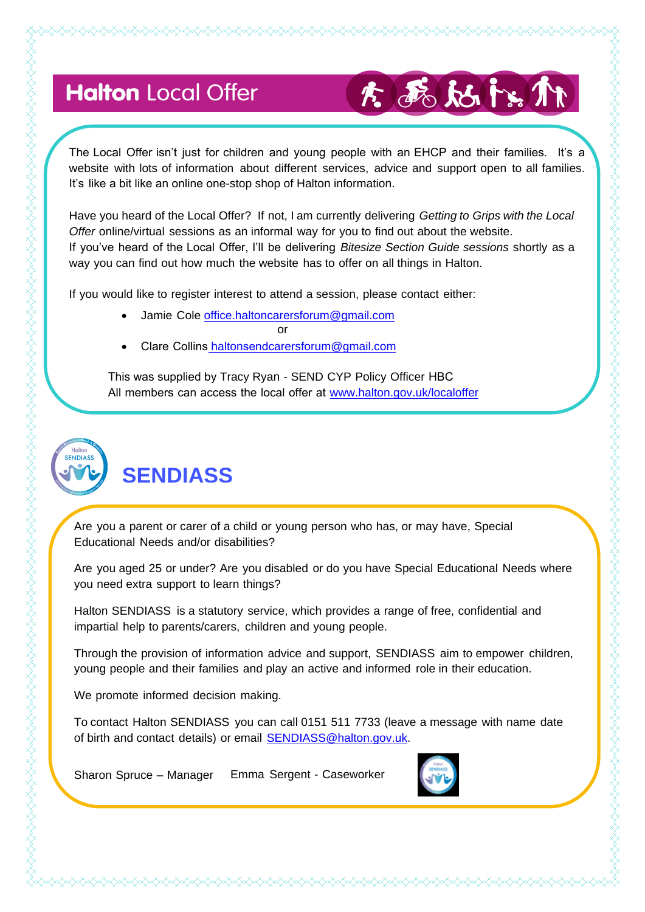# Halton Local Offer

The Local Offer isn't just for children and young people with an EHCP and their families. It's a website with lots of information about different services, advice and support open to all families. It's like a bit like an online one-stop shop of Halton information.

Have you heard of the Local Offer? If not, I am currently delivering *Getting to Grips with the Local Offer* online/virtual sessions as an informal way for you to find out about the website. If you've heard of the Local Offer, I'll be delivering *Bitesize Section Guide sessions* shortly as a way you can find out how much the website has to offer on all things in Halton.

If you would like to register interest to attend a session, please contact either:

- Jamie Cole office.haltoncarersforum@gmail.com

  or

- Clare Collins haltonsendcarersforum@gmail.com

This was supplied by Tracy Ryan - SEND CYP Policy Officer HBC
All members can access the local offer at www.halton.gov.uk/localoffer

## SENDIASS

Are you a parent or carer of a child or young person who has, or may have, Special Educational Needs and/or disabilities?

Are you aged 25 or under? Are you disabled or do you have Special Educational Needs where you need extra support to learn things?

Halton SENDIASS is a statutory service, which provides a range of free, confidential and impartial help to parents/carers, children and young people.

Through the provision of information advice and support, SENDIASS aim to empower children, young people and their families and play an active and informed role in their education.

We promote informed decision making.

To contact Halton SENDIASS you can call 0151 511 7733 (leave a message with name date of birth and contact details) or email SENDIASS@halton.gov.uk.

Sharon Spruce – Manager    Emma Sergent - Caseworker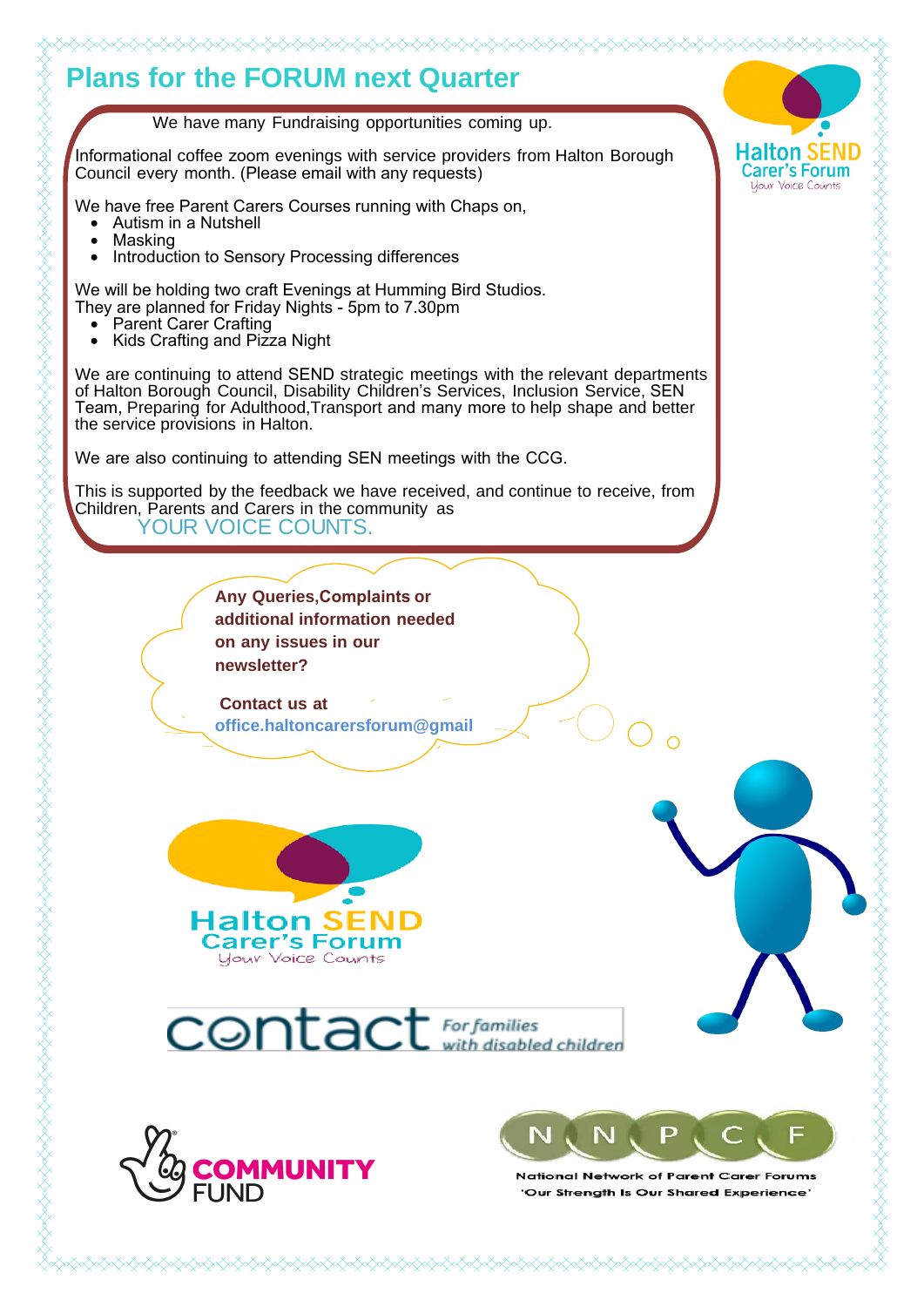# Plans for the FORUM next Quarter

We have many Fundraising opportunities coming up.

Informational coffee zoom evenings with service providers from Halton Borough Council every month. (Please email with any requests)

We have free Parent Carers Courses running with Chaps on,

- Autism in a Nutshell
- Masking
- Introduction to Sensory Processing differences

We will be holding two craft Evenings at Humming Bird Studios.
They are planned for Friday Nights - 5pm to 7.30pm

- Parent Carer Crafting
- Kids Crafting and Pizza Night

We are continuing to attend SEND strategic meetings with the relevant departments of Halton Borough Council, Disability Children's Services, Inclusion Service, SEN Team, Preparing for Adulthood,Transport and many more to help shape and better the service provisions in Halton.

We are also continuing to attending SEN meetings with the CCG.

This is supported by the feedback we have received, and continue to receive, from Children, Parents and Carers in the community as
YOUR VOICE COUNTS.

**Any Queries,Complaints or additional information needed on any issues in our newsletter?**

**Contact us at**
**office.haltoncarersforum@gmail**

Halton SEND Carer's Forum
Your Voice Counts

contact For families with disabled children

COMMUNITY FUND

N N P C F
National Network of Parent Carer Forums
'Our Strength Is Our Shared Experience'